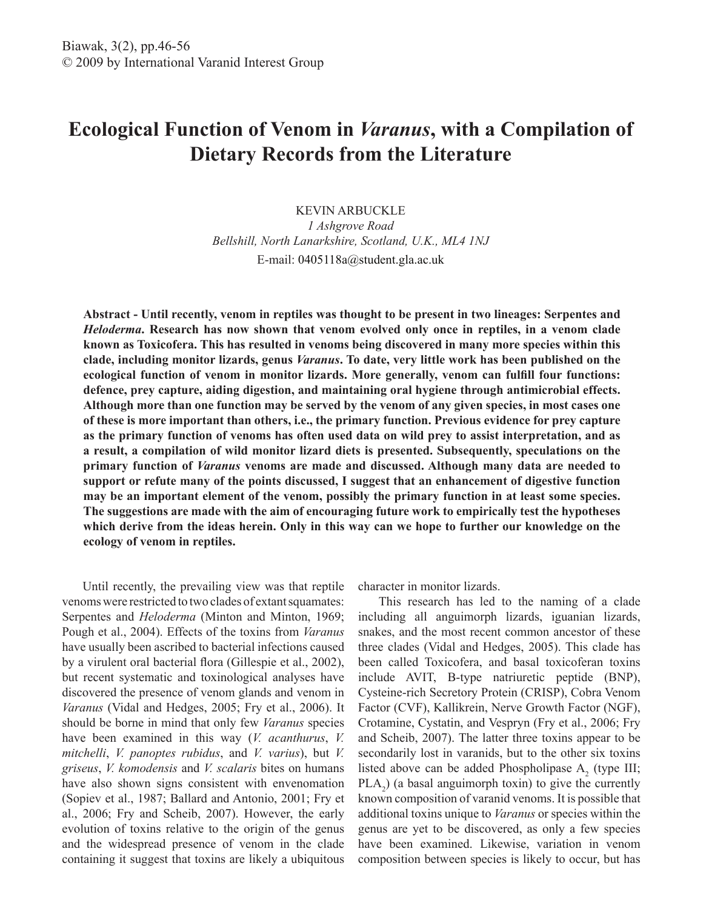# Ecological Function of Venom in *Varanus*, with a Compilation of Dietary Records from the Literature

KEVIN ARBUCKLE

*1 Ashgrove Road*
*Bellshill, North Lanarkshire, Scotland, U.K., ML4 1NJ*
E-mail: 0405118a@student.gla.ac.uk

**Abstract - Until recently, venom in reptiles was thought to be present in two lineages: Serpentes and *Heloderma*. Research has now shown that venom evolved only once in reptiles, in a venom clade known as Toxicofera. This has resulted in venoms being discovered in many more species within this clade, including monitor lizards, genus *Varanus*. To date, very little work has been published on the ecological function of venom in monitor lizards. More generally, venom can fulfill four functions: defence, prey capture, aiding digestion, and maintaining oral hygiene through antimicrobial effects. Although more than one function may be served by the venom of any given species, in most cases one of these is more important than others, i.e., the primary function. Previous evidence for prey capture as the primary function of venoms has often used data on wild prey to assist interpretation, and as a result, a compilation of wild monitor lizard diets is presented. Subsequently, speculations on the primary function of *Varanus* venoms are made and discussed. Although many data are needed to support or refute many of the points discussed, I suggest that an enhancement of digestive function may be an important element of the venom, possibly the primary function in at least some species. The suggestions are made with the aim of encouraging future work to empirically test the hypotheses which derive from the ideas herein. Only in this way can we hope to further our knowledge on the ecology of venom in reptiles.**

Until recently, the prevailing view was that reptile venoms were restricted to two clades of extant squamates: Serpentes and *Heloderma* (Minton and Minton, 1969; Pough et al., 2004). Effects of the toxins from *Varanus* have usually been ascribed to bacterial infections caused by a virulent oral bacterial flora (Gillespie et al., 2002), but recent systematic and toxinological analyses have discovered the presence of venom glands and venom in *Varanus* (Vidal and Hedges, 2005; Fry et al., 2006). It should be borne in mind that only few *Varanus* species have been examined in this way (*V. acanthurus*, *V. mitchelli*, *V. panoptes rubidus*, and *V. varius*), but *V. griseus*, *V. komodensis* and *V. scalaris* bites on humans have also shown signs consistent with envenomation (Sopiev et al., 1987; Ballard and Antonio, 2001; Fry et al., 2006; Fry and Scheib, 2007). However, the early evolution of toxins relative to the origin of the genus and the widespread presence of venom in the clade containing it suggest that toxins are likely a ubiquitous character in monitor lizards.

This research has led to the naming of a clade including all anguimorph lizards, iguanian lizards, snakes, and the most recent common ancestor of these three clades (Vidal and Hedges, 2005). This clade has been called Toxicofera, and basal toxicoferan toxins include AVIT, B-type natriuretic peptide (BNP), Cysteine-rich Secretory Protein (CRISP), Cobra Venom Factor (CVF), Kallikrein, Nerve Growth Factor (NGF), Crotamine, Cystatin, and Vespryn (Fry et al., 2006; Fry and Scheib, 2007). The latter three toxins appear to be secondarily lost in varanids, but to the other six toxins listed above can be added Phospholipase $A_2$ (type III; $PLA_2$) (a basal anguimorph toxin) to give the currently known composition of varanid venoms. It is possible that additional toxins unique to *Varanus* or species within the genus are yet to be discovered, as only a few species have been examined. Likewise, variation in venom composition between species is likely to occur, but has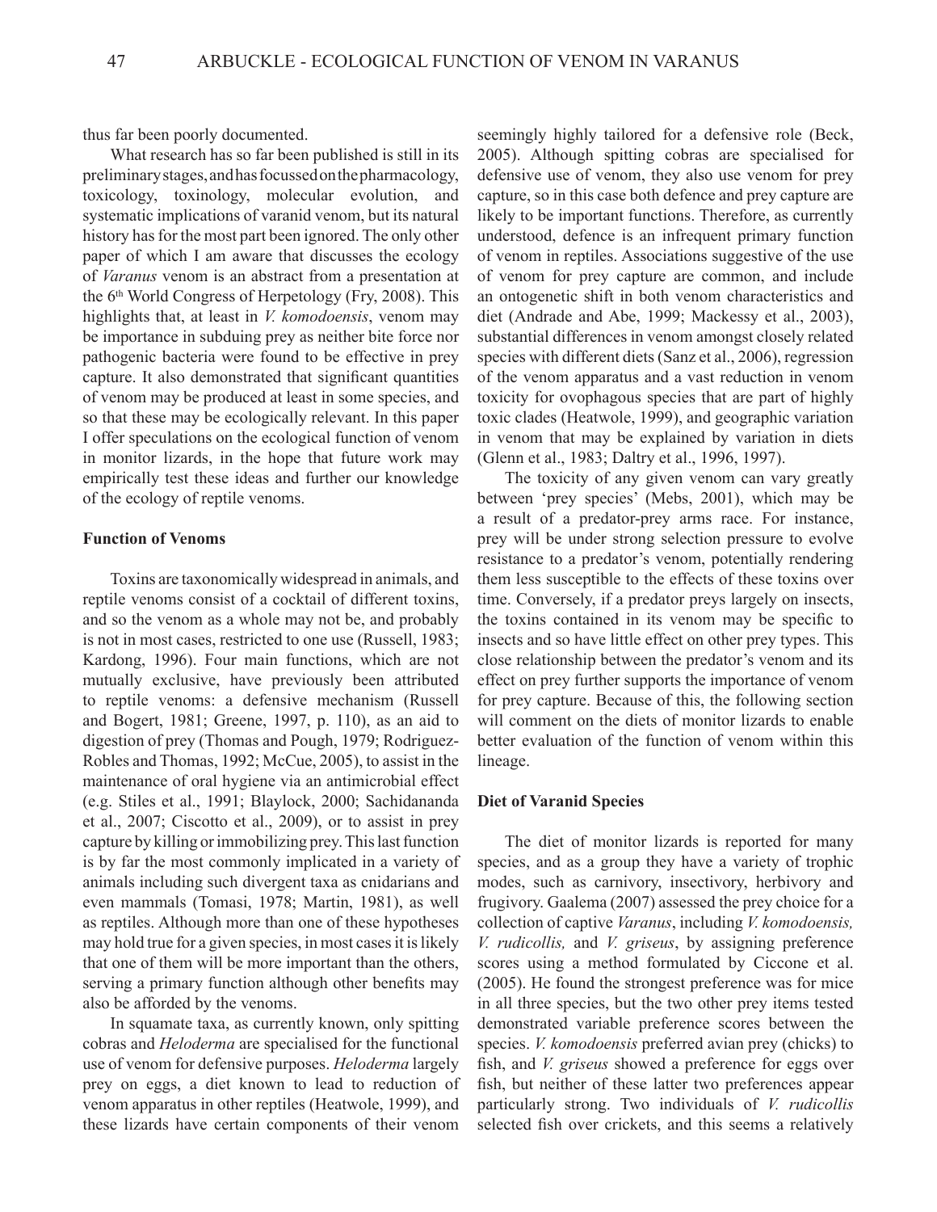thus far been poorly documented.

What research has so far been published is still in its preliminary stages, and has focussed on the pharmacology, toxicology, toxinology, molecular evolution, and systematic implications of varanid venom, but its natural history has for the most part been ignored. The only other paper of which I am aware that discusses the ecology of *Varanus* venom is an abstract from a presentation at the 6th World Congress of Herpetology (Fry, 2008). This highlights that, at least in *V. komodoensis*, venom may be importance in subduing prey as neither bite force nor pathogenic bacteria were found to be effective in prey capture. It also demonstrated that significant quantities of venom may be produced at least in some species, and so that these may be ecologically relevant. In this paper I offer speculations on the ecological function of venom in monitor lizards, in the hope that future work may empirically test these ideas and further our knowledge of the ecology of reptile venoms.

**Function of Venoms**

Toxins are taxonomically widespread in animals, and reptile venoms consist of a cocktail of different toxins, and so the venom as a whole may not be, and probably is not in most cases, restricted to one use (Russell, 1983; Kardong, 1996). Four main functions, which are not mutually exclusive, have previously been attributed to reptile venoms: a defensive mechanism (Russell and Bogert, 1981; Greene, 1997, p. 110), as an aid to digestion of prey (Thomas and Pough, 1979; Rodriguez-Robles and Thomas, 1992; McCue, 2005), to assist in the maintenance of oral hygiene via an antimicrobial effect (e.g. Stiles et al., 1991; Blaylock, 2000; Sachidananda et al., 2007; Ciscotto et al., 2009), or to assist in prey capture by killing or immobilizing prey. This last function is by far the most commonly implicated in a variety of animals including such divergent taxa as cnidarians and even mammals (Tomasi, 1978; Martin, 1981), as well as reptiles. Although more than one of these hypotheses may hold true for a given species, in most cases it is likely that one of them will be more important than the others, serving a primary function although other benefits may also be afforded by the venoms.

In squamate taxa, as currently known, only spitting cobras and *Heloderma* are specialised for the functional use of venom for defensive purposes. *Heloderma* largely prey on eggs, a diet known to lead to reduction of venom apparatus in other reptiles (Heatwole, 1999), and these lizards have certain components of their venom seemingly highly tailored for a defensive role (Beck, 2005). Although spitting cobras are specialised for defensive use of venom, they also use venom for prey capture, so in this case both defence and prey capture are likely to be important functions. Therefore, as currently understood, defence is an infrequent primary function of venom in reptiles. Associations suggestive of the use of venom for prey capture are common, and include an ontogenetic shift in both venom characteristics and diet (Andrade and Abe, 1999; Mackessy et al., 2003), substantial differences in venom amongst closely related species with different diets (Sanz et al., 2006), regression of the venom apparatus and a vast reduction in venom toxicity for ovophagous species that are part of highly toxic clades (Heatwole, 1999), and geographic variation in venom that may be explained by variation in diets (Glenn et al., 1983; Daltry et al., 1996, 1997).

The toxicity of any given venom can vary greatly between 'prey species' (Mebs, 2001), which may be a result of a predator-prey arms race. For instance, prey will be under strong selection pressure to evolve resistance to a predator's venom, potentially rendering them less susceptible to the effects of these toxins over time. Conversely, if a predator preys largely on insects, the toxins contained in its venom may be specific to insects and so have little effect on other prey types. This close relationship between the predator's venom and its effect on prey further supports the importance of venom for prey capture. Because of this, the following section will comment on the diets of monitor lizards to enable better evaluation of the function of venom within this lineage.

**Diet of Varanid Species**

The diet of monitor lizards is reported for many species, and as a group they have a variety of trophic modes, such as carnivory, insectivory, herbivory and frugivory. Gaalema (2007) assessed the prey choice for a collection of captive *Varanus*, including *V. komodoensis, V. rudicollis,* and *V. griseus*, by assigning preference scores using a method formulated by Ciccone et al. (2005). He found the strongest preference was for mice in all three species, but the two other prey items tested demonstrated variable preference scores between the species. *V. komodoensis* preferred avian prey (chicks) to fish, and *V. griseus* showed a preference for eggs over fish, but neither of these latter two preferences appear particularly strong. Two individuals of *V. rudicollis* selected fish over crickets, and this seems a relatively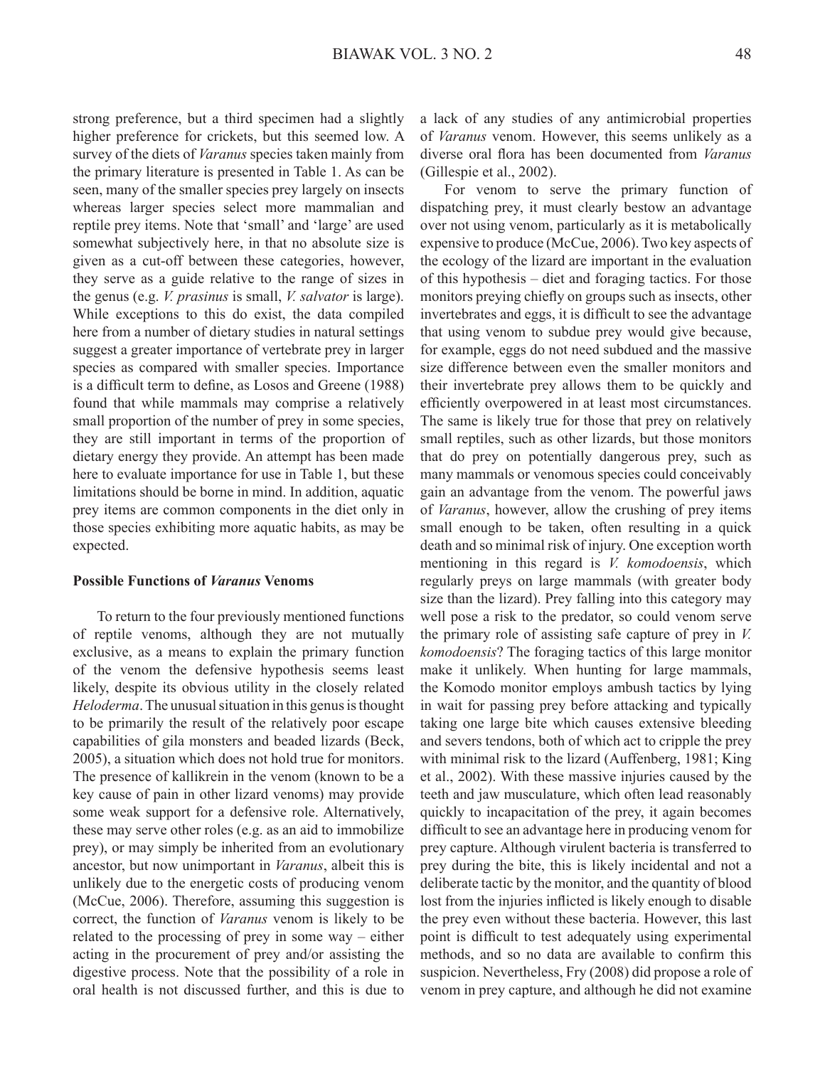strong preference, but a third specimen had a slightly higher preference for crickets, but this seemed low. A survey of the diets of *Varanus* species taken mainly from the primary literature is presented in Table 1. As can be seen, many of the smaller species prey largely on insects whereas larger species select more mammalian and reptile prey items. Note that 'small' and 'large' are used somewhat subjectively here, in that no absolute size is given as a cut-off between these categories, however, they serve as a guide relative to the range of sizes in the genus (e.g. *V. prasinus* is small, *V. salvator* is large). While exceptions to this do exist, the data compiled here from a number of dietary studies in natural settings suggest a greater importance of vertebrate prey in larger species as compared with smaller species. Importance is a difficult term to define, as Losos and Greene (1988) found that while mammals may comprise a relatively small proportion of the number of prey in some species, they are still important in terms of the proportion of dietary energy they provide. An attempt has been made here to evaluate importance for use in Table 1, but these limitations should be borne in mind. In addition, aquatic prey items are common components in the diet only in those species exhibiting more aquatic habits, as may be expected.

### Possible Functions of *Varanus* Venoms

To return to the four previously mentioned functions of reptile venoms, although they are not mutually exclusive, as a means to explain the primary function of the venom the defensive hypothesis seems least likely, despite its obvious utility in the closely related *Heloderma*. The unusual situation in this genus is thought to be primarily the result of the relatively poor escape capabilities of gila monsters and beaded lizards (Beck, 2005), a situation which does not hold true for monitors. The presence of kallikrein in the venom (known to be a key cause of pain in other lizard venoms) may provide some weak support for a defensive role. Alternatively, these may serve other roles (e.g. as an aid to immobilize prey), or may simply be inherited from an evolutionary ancestor, but now unimportant in *Varanus*, albeit this is unlikely due to the energetic costs of producing venom (McCue, 2006). Therefore, assuming this suggestion is correct, the function of *Varanus* venom is likely to be related to the processing of prey in some way – either acting in the procurement of prey and/or assisting the digestive process. Note that the possibility of a role in oral health is not discussed further, and this is due to a lack of any studies of any antimicrobial properties of *Varanus* venom. However, this seems unlikely as a diverse oral flora has been documented from *Varanus* (Gillespie et al., 2002).

For venom to serve the primary function of dispatching prey, it must clearly bestow an advantage over not using venom, particularly as it is metabolically expensive to produce (McCue, 2006). Two key aspects of the ecology of the lizard are important in the evaluation of this hypothesis – diet and foraging tactics. For those monitors preying chiefly on groups such as insects, other invertebrates and eggs, it is difficult to see the advantage that using venom to subdue prey would give because, for example, eggs do not need subdued and the massive size difference between even the smaller monitors and their invertebrate prey allows them to be quickly and efficiently overpowered in at least most circumstances. The same is likely true for those that prey on relatively small reptiles, such as other lizards, but those monitors that do prey on potentially dangerous prey, such as many mammals or venomous species could conceivably gain an advantage from the venom. The powerful jaws of *Varanus*, however, allow the crushing of prey items small enough to be taken, often resulting in a quick death and so minimal risk of injury. One exception worth mentioning in this regard is *V. komodoensis*, which regularly preys on large mammals (with greater body size than the lizard). Prey falling into this category may well pose a risk to the predator, so could venom serve the primary role of assisting safe capture of prey in *V. komodoensis*? The foraging tactics of this large monitor make it unlikely. When hunting for large mammals, the Komodo monitor employs ambush tactics by lying in wait for passing prey before attacking and typically taking one large bite which causes extensive bleeding and severs tendons, both of which act to cripple the prey with minimal risk to the lizard (Auffenberg, 1981; King et al., 2002). With these massive injuries caused by the teeth and jaw musculature, which often lead reasonably quickly to incapacitation of the prey, it again becomes difficult to see an advantage here in producing venom for prey capture. Although virulent bacteria is transferred to prey during the bite, this is likely incidental and not a deliberate tactic by the monitor, and the quantity of blood lost from the injuries inflicted is likely enough to disable the prey even without these bacteria. However, this last point is difficult to test adequately using experimental methods, and so no data are available to confirm this suspicion. Nevertheless, Fry (2008) did propose a role of venom in prey capture, and although he did not examine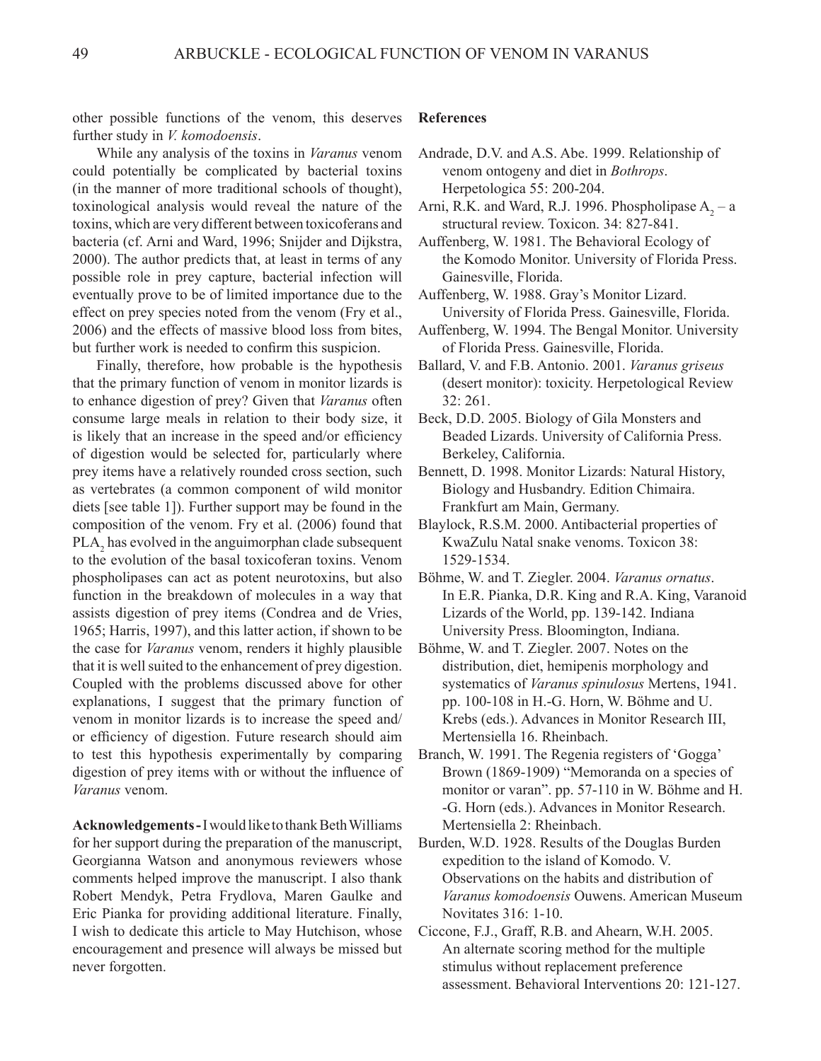other possible functions of the venom, this deserves further study in *V. komodoensis*.

While any analysis of the toxins in *Varanus* venom could potentially be complicated by bacterial toxins (in the manner of more traditional schools of thought), toxinological analysis would reveal the nature of the toxins, which are very different between toxicoferans and bacteria (cf. Arni and Ward, 1996; Snijder and Dijkstra, 2000). The author predicts that, at least in terms of any possible role in prey capture, bacterial infection will eventually prove to be of limited importance due to the effect on prey species noted from the venom (Fry et al., 2006) and the effects of massive blood loss from bites, but further work is needed to confirm this suspicion.

Finally, therefore, how probable is the hypothesis that the primary function of venom in monitor lizards is to enhance digestion of prey? Given that *Varanus* often consume large meals in relation to their body size, it is likely that an increase in the speed and/or efficiency of digestion would be selected for, particularly where prey items have a relatively rounded cross section, such as vertebrates (a common component of wild monitor diets [see table 1]). Further support may be found in the composition of the venom. Fry et al. (2006) found that $PLA_2$ has evolved in the anguimorphan clade subsequent to the evolution of the basal toxicoferan toxins. Venom phospholipases can act as potent neurotoxins, but also function in the breakdown of molecules in a way that assists digestion of prey items (Condrea and de Vries, 1965; Harris, 1997), and this latter action, if shown to be the case for *Varanus* venom, renders it highly plausible that it is well suited to the enhancement of prey digestion. Coupled with the problems discussed above for other explanations, I suggest that the primary function of venom in monitor lizards is to increase the speed and/or efficiency of digestion. Future research should aim to test this hypothesis experimentally by comparing digestion of prey items with or without the influence of *Varanus* venom.

**Acknowledgements -** I would like to thank Beth Williams for her support during the preparation of the manuscript, Georgianna Watson and anonymous reviewers whose comments helped improve the manuscript. I also thank Robert Mendyk, Petra Frydlova, Maren Gaulke and Eric Pianka for providing additional literature. Finally, I wish to dedicate this article to May Hutchison, whose encouragement and presence will always be missed but never forgotten.

**References**

Andrade, D.V. and A.S. Abe. 1999. Relationship of venom ontogeny and diet in *Bothrops*. Herpetologica 55: 200-204.

Arni, R.K. and Ward, R.J. 1996. Phospholipase $A_2$ – a structural review. Toxicon. 34: 827-841.

Auffenberg, W. 1981. The Behavioral Ecology of the Komodo Monitor. University of Florida Press. Gainesville, Florida.

Auffenberg, W. 1988. Gray's Monitor Lizard. University of Florida Press. Gainesville, Florida.

Auffenberg, W. 1994. The Bengal Monitor. University of Florida Press. Gainesville, Florida.

Ballard, V. and F.B. Antonio. 2001. *Varanus griseus* (desert monitor): toxicity. Herpetological Review 32: 261.

Beck, D.D. 2005. Biology of Gila Monsters and Beaded Lizards. University of California Press. Berkeley, California.

Bennett, D. 1998. Monitor Lizards: Natural History, Biology and Husbandry. Edition Chimaira. Frankfurt am Main, Germany.

Blaylock, R.S.M. 2000. Antibacterial properties of KwaZulu Natal snake venoms. Toxicon 38: 1529-1534.

Böhme, W. and T. Ziegler. 2004. *Varanus ornatus*. In E.R. Pianka, D.R. King and R.A. King, Varanoid Lizards of the World, pp. 139-142. Indiana University Press. Bloomington, Indiana.

Böhme, W. and T. Ziegler. 2007. Notes on the distribution, diet, hemipenis morphology and systematics of *Varanus spinulosus* Mertens, 1941. pp. 100-108 in H.-G. Horn, W. Böhme and U. Krebs (eds.). Advances in Monitor Research III, Mertensiella 16. Rheinbach.

Branch, W. 1991. The Regenia registers of 'Gogga' Brown (1869-1909) "Memoranda on a species of monitor or varan". pp. 57-110 in W. Böhme and H. -G. Horn (eds.). Advances in Monitor Research. Mertensiella 2: Rheinbach.

Burden, W.D. 1928. Results of the Douglas Burden expedition to the island of Komodo. V. Observations on the habits and distribution of *Varanus komodoensis* Ouwens. American Museum Novitates 316: 1-10.

Ciccone, F.J., Graff, R.B. and Ahearn, W.H. 2005. An alternate scoring method for the multiple stimulus without replacement preference assessment. Behavioral Interventions 20: 121-127.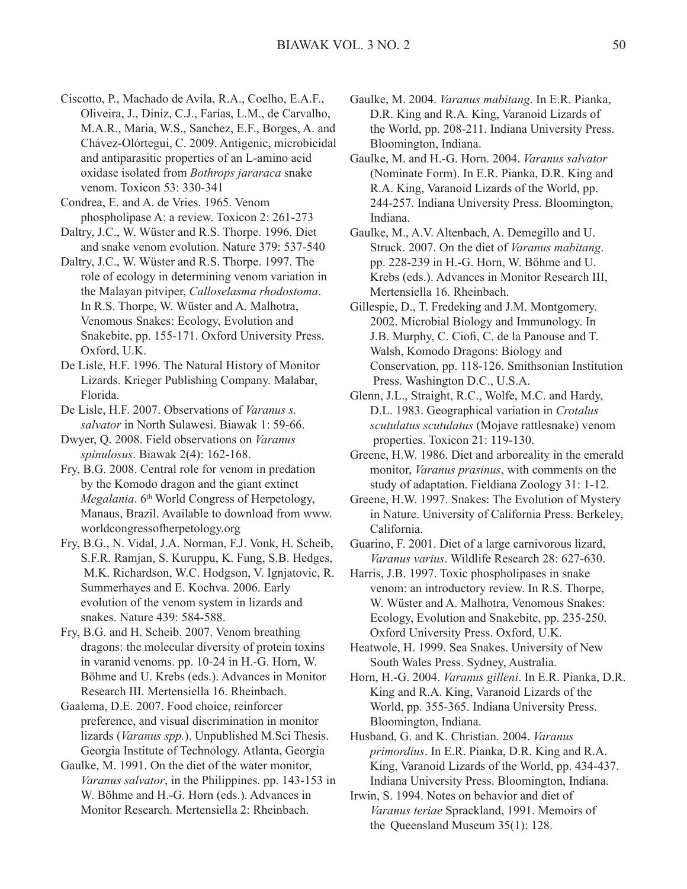Ciscotto, P., Machado de Avila, R.A., Coelho, E.A.F., Oliveira, J., Diniz, C.J., Farías, L.M., de Carvalho, M.A.R., Maria, W.S., Sanchez, E.F., Borges, A. and Chávez-Olórtegui, C. 2009. Antigenic, microbicidal and antiparasitic properties of an L-amino acid oxidase isolated from *Bothrops jararaca* snake venom. Toxicon 53: 330-341

Condrea, E. and A. de Vries. 1965. Venom phospholipase A: a review. Toxicon 2: 261-273

Daltry, J.C., W. Wüster and R.S. Thorpe. 1996. Diet and snake venom evolution. Nature 379: 537-540

Daltry, J.C., W. Wüster and R.S. Thorpe. 1997. The role of ecology in determining venom variation in the Malayan pitviper, *Calloselasma rhodostoma*. In R.S. Thorpe, W. Wüster and A. Malhotra, Venomous Snakes: Ecology, Evolution and Snakebite, pp. 155-171. Oxford University Press. Oxford, U.K.

De Lisle, H.F. 1996. The Natural History of Monitor Lizards. Krieger Publishing Company. Malabar, Florida.

De Lisle, H.F. 2007. Observations of *Varanus s. salvator* in North Sulawesi. Biawak 1: 59-66.

Dwyer, Q. 2008. Field observations on *Varanus spinulosus*. Biawak 2(4): 162-168.

Fry, B.G. 2008. Central role for venom in predation by the Komodo dragon and the giant extinct *Megalania*. 6th World Congress of Herpetology, Manaus, Brazil. Available to download from www.worldcongressofherpetology.org

Fry, B.G., N. Vidal, J.A. Norman, F.J. Vonk, H. Scheib, S.F.R. Ramjan, S. Kuruppu, K. Fung, S.B. Hedges, M.K. Richardson, W.C. Hodgson, V. Ignjatovic, R. Summerhayes and E. Kochva. 2006. Early evolution of the venom system in lizards and snakes. Nature 439: 584-588.

Fry, B.G. and H. Scheib. 2007. Venom breathing dragons: the molecular diversity of protein toxins in varanid venoms. pp. 10-24 in H.-G. Horn, W. Böhme and U. Krebs (eds.). Advances in Monitor Research III. Mertensiella 16. Rheinbach.

Gaalema, D.E. 2007. Food choice, reinforcer preference, and visual discrimination in monitor lizards (*Varanus spp.*). Unpublished M.Sci Thesis. Georgia Institute of Technology. Atlanta, Georgia

Gaulke, M. 1991. On the diet of the water monitor, *Varanus salvator*, in the Philippines. pp. 143-153 in W. Böhme and H.-G. Horn (eds.). Advances in Monitor Research. Mertensiella 2: Rheinbach.

Gaulke, M. 2004. *Varanus mabitang*. In E.R. Pianka, D.R. King and R.A. King, Varanoid Lizards of the World, pp. 208-211. Indiana University Press. Bloomington, Indiana.

Gaulke, M. and H.-G. Horn. 2004. *Varanus salvator* (Nominate Form). In E.R. Pianka, D.R. King and R.A. King, Varanoid Lizards of the World, pp. 244-257. Indiana University Press. Bloomington, Indiana.

Gaulke, M., A.V. Altenbach, A. Demegillo and U. Struck. 2007. On the diet of *Varanus mabitang*. pp. 228-239 in H.-G. Horn, W. Böhme and U. Krebs (eds.). Advances in Monitor Research III, Mertensiella 16. Rheinbach.

Gillespie, D., T. Fredeking and J.M. Montgomery. 2002. Microbial Biology and Immunology. In J.B. Murphy, C. Ciofi, C. de la Panouse and T. Walsh, Komodo Dragons: Biology and Conservation, pp. 118-126. Smithsonian Institution Press. Washington D.C., U.S.A.

Glenn, J.L., Straight, R.C., Wolfe, M.C. and Hardy, D.L. 1983. Geographical variation in *Crotalus scutulatus scutulatus* (Mojave rattlesnake) venom properties. Toxicon 21: 119-130.

Greene, H.W. 1986. Diet and arboreality in the emerald monitor, *Varanus prasinus*, with comments on the study of adaptation. Fieldiana Zoology 31: 1-12.

Greene, H.W. 1997. Snakes: The Evolution of Mystery in Nature. University of California Press. Berkeley, California.

Guarino, F. 2001. Diet of a large carnivorous lizard, *Varanus varius*. Wildlife Research 28: 627-630.

Harris, J.B. 1997. Toxic phospholipases in snake venom: an introductory review. In R.S. Thorpe, W. Wüster and A. Malhotra, Venomous Snakes: Ecology, Evolution and Snakebite, pp. 235-250. Oxford University Press. Oxford, U.K.

Heatwole, H. 1999. Sea Snakes. University of New South Wales Press. Sydney, Australia.

Horn, H.-G. 2004. *Varanus gilleni*. In E.R. Pianka, D.R. King and R.A. King, Varanoid Lizards of the World, pp. 355-365. Indiana University Press. Bloomington, Indiana.

Husband, G. and K. Christian. 2004. *Varanus primordius*. In E.R. Pianka, D.R. King and R.A. King, Varanoid Lizards of the World, pp. 434-437. Indiana University Press. Bloomington, Indiana.

Irwin, S. 1994. Notes on behavior and diet of *Varanus teriae* Sprackland, 1991. Memoirs of the Queensland Museum 35(1): 128.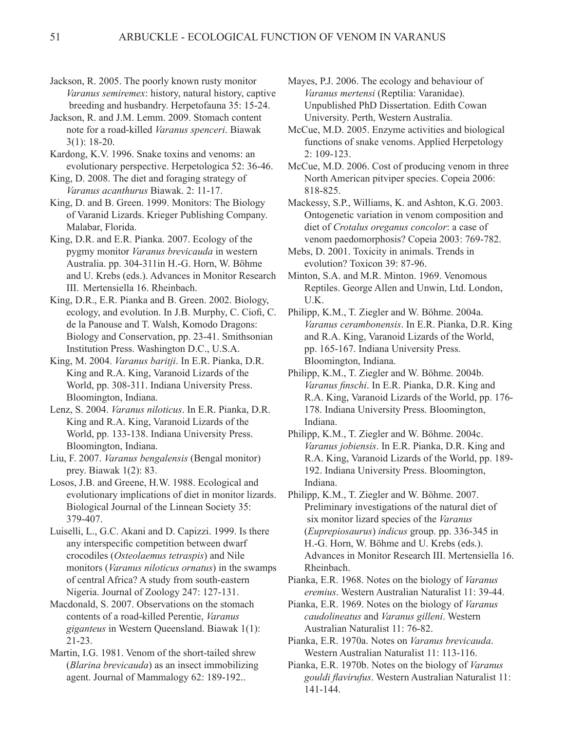Jackson, R. 2005. The poorly known rusty monitor *Varanus semiremex*: history, natural history, captive breeding and husbandry. Herpetofauna 35: 15-24.

Jackson, R. and J.M. Lemm. 2009. Stomach content note for a road-killed *Varanus spenceri*. Biawak 3(1): 18-20.

Kardong, K.V. 1996. Snake toxins and venoms: an evolutionary perspective. Herpetologica 52: 36-46.

King, D. 2008. The diet and foraging strategy of *Varanus acanthurus* Biawak. 2: 11-17.

King, D. and B. Green. 1999. Monitors: The Biology of Varanid Lizards. Krieger Publishing Company. Malabar, Florida.

King, D.R. and E.R. Pianka. 2007. Ecology of the pygmy monitor *Varanus brevicauda* in western Australia. pp. 304-311in H.-G. Horn, W. Böhme and U. Krebs (eds.). Advances in Monitor Research III. Mertensiella 16. Rheinbach.

King, D.R., E.R. Pianka and B. Green. 2002. Biology, ecology, and evolution. In J.B. Murphy, C. Ciofi, C. de la Panouse and T. Walsh, Komodo Dragons: Biology and Conservation, pp. 23-41. Smithsonian Institution Press. Washington D.C., U.S.A.

King, M. 2004. *Varanus baritji*. In E.R. Pianka, D.R. King and R.A. King, Varanoid Lizards of the World, pp. 308-311. Indiana University Press. Bloomington, Indiana.

Lenz, S. 2004. *Varanus niloticus*. In E.R. Pianka, D.R. King and R.A. King, Varanoid Lizards of the World, pp. 133-138. Indiana University Press. Bloomington, Indiana.

Liu, F. 2007. *Varanus bengalensis* (Bengal monitor) prey. Biawak 1(2): 83.

Losos, J.B. and Greene, H.W. 1988. Ecological and evolutionary implications of diet in monitor lizards. Biological Journal of the Linnean Society 35: 379-407.

Luiselli, L., G.C. Akani and D. Capizzi. 1999. Is there any interspecific competition between dwarf crocodiles (*Osteolaemus tetraspis*) and Nile monitors (*Varanus niloticus ornatus*) in the swamps of central Africa? A study from south-eastern Nigeria. Journal of Zoology 247: 127-131.

Macdonald, S. 2007. Observations on the stomach contents of a road-killed Perentie, *Varanus giganteus* in Western Queensland. Biawak 1(1): 21-23.

Martin, I.G. 1981. Venom of the short-tailed shrew (*Blarina brevicauda*) as an insect immobilizing agent. Journal of Mammalogy 62: 189-192..

Mayes, P.J. 2006. The ecology and behaviour of *Varanus mertensi* (Reptilia: Varanidae). Unpublished PhD Dissertation. Edith Cowan University. Perth, Western Australia.

McCue, M.D. 2005. Enzyme activities and biological functions of snake venoms. Applied Herpetology 2: 109-123.

McCue, M.D. 2006. Cost of producing venom in three North American pitviper species. Copeia 2006: 818-825.

Mackessy, S.P., Williams, K. and Ashton, K.G. 2003. Ontogenetic variation in venom composition and diet of *Crotalus oreganus concolor*: a case of venom paedomorphosis? Copeia 2003: 769-782.

Mebs, D. 2001. Toxicity in animals. Trends in evolution? Toxicon 39: 87-96.

Minton, S.A. and M.R. Minton. 1969. Venomous Reptiles. George Allen and Unwin, Ltd. London, U.K.

Philipp, K.M., T. Ziegler and W. Böhme. 2004a. *Varanus cerambonensis*. In E.R. Pianka, D.R. King and R.A. King, Varanoid Lizards of the World, pp. 165-167. Indiana University Press. Bloomington, Indiana.

Philipp, K.M., T. Ziegler and W. Böhme. 2004b. *Varanus finschi*. In E.R. Pianka, D.R. King and R.A. King, Varanoid Lizards of the World, pp. 176-178. Indiana University Press. Bloomington, Indiana.

Philipp, K.M., T. Ziegler and W. Böhme. 2004c. *Varanus jobiensis*. In E.R. Pianka, D.R. King and R.A. King, Varanoid Lizards of the World, pp. 189-192. Indiana University Press. Bloomington, Indiana.

Philipp, K.M., T. Ziegler and W. Böhme. 2007. Preliminary investigations of the natural diet of six monitor lizard species of the *Varanus* (*Euprepiosaurus*) *indicus* group. pp. 336-345 in H.-G. Horn, W. Böhme and U. Krebs (eds.). Advances in Monitor Research III. Mertensiella 16. Rheinbach.

Pianka, E.R. 1968. Notes on the biology of *Varanus eremius*. Western Australian Naturalist 11: 39-44.

Pianka, E.R. 1969. Notes on the biology of *Varanus caudolineatus* and *Varanus gilleni*. Western Australian Naturalist 11: 76-82.

Pianka, E.R. 1970a. Notes on *Varanus brevicauda*. Western Australian Naturalist 11: 113-116.

Pianka, E.R. 1970b. Notes on the biology of *Varanus gouldi flavirufus*. Western Australian Naturalist 11: 141-144.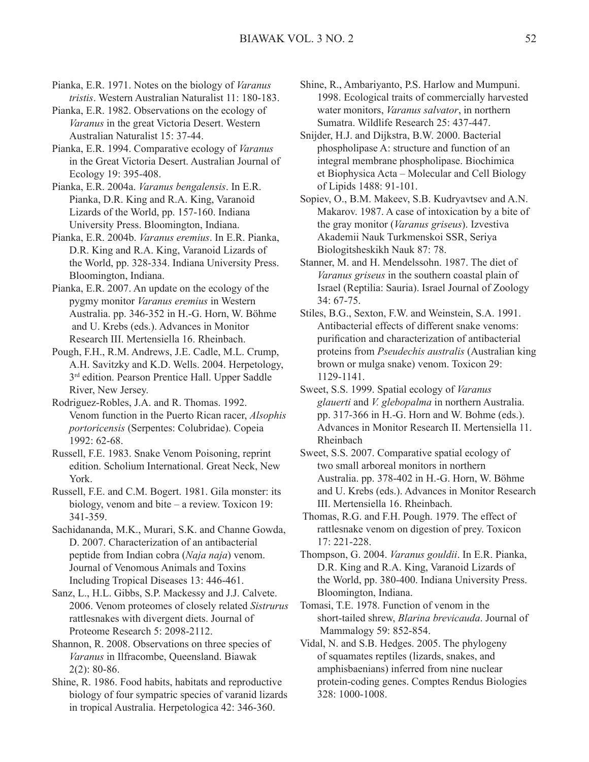Pianka, E.R. 1971. Notes on the biology of *Varanus tristis*. Western Australian Naturalist 11: 180-183.

Pianka, E.R. 1982. Observations on the ecology of *Varanus* in the great Victoria Desert. Western Australian Naturalist 15: 37-44.

Pianka, E.R. 1994. Comparative ecology of *Varanus* in the Great Victoria Desert. Australian Journal of Ecology 19: 395-408.

Pianka, E.R. 2004a. *Varanus bengalensis*. In E.R. Pianka, D.R. King and R.A. King, Varanoid Lizards of the World, pp. 157-160. Indiana University Press. Bloomington, Indiana.

Pianka, E.R. 2004b. *Varanus eremius*. In E.R. Pianka, D.R. King and R.A. King, Varanoid Lizards of the World, pp. 328-334. Indiana University Press. Bloomington, Indiana.

Pianka, E.R. 2007. An update on the ecology of the pygmy monitor *Varanus eremius* in Western Australia. pp. 346-352 in H.-G. Horn, W. Böhme and U. Krebs (eds.). Advances in Monitor Research III. Mertensiella 16. Rheinbach.

Pough, F.H., R.M. Andrews, J.E. Cadle, M.L. Crump, A.H. Savitzky and K.D. Wells. 2004. Herpetology, 3rd edition. Pearson Prentice Hall. Upper Saddle River, New Jersey.

Rodriguez-Robles, J.A. and R. Thomas. 1992. Venom function in the Puerto Rican racer, *Alsophis portoricensis* (Serpentes: Colubridae). Copeia 1992: 62-68.

Russell, F.E. 1983. Snake Venom Poisoning, reprint edition. Scholium International. Great Neck, New York.

Russell, F.E. and C.M. Bogert. 1981. Gila monster: its biology, venom and bite – a review. Toxicon 19: 341-359.

Sachidananda, M.K., Murari, S.K. and Channe Gowda, D. 2007. Characterization of an antibacterial peptide from Indian cobra (*Naja naja*) venom. Journal of Venomous Animals and Toxins Including Tropical Diseases 13: 446-461.

Sanz, L., H.L. Gibbs, S.P. Mackessy and J.J. Calvete. 2006. Venom proteomes of closely related *Sistrurus* rattlesnakes with divergent diets. Journal of Proteome Research 5: 2098-2112.

Shannon, R. 2008. Observations on three species of *Varanus* in Ilfracombe, Queensland. Biawak 2(2): 80-86.

Shine, R. 1986. Food habits, habitats and reproductive biology of four sympatric species of varanid lizards in tropical Australia. Herpetologica 42: 346-360.

Shine, R., Ambariyanto, P.S. Harlow and Mumpuni. 1998. Ecological traits of commercially harvested water monitors, *Varanus salvator*, in northern Sumatra. Wildlife Research 25: 437-447.

Snijder, H.J. and Dijkstra, B.W. 2000. Bacterial phospholipase A: structure and function of an integral membrane phospholipase. Biochimica et Biophysica Acta – Molecular and Cell Biology of Lipids 1488: 91-101.

Sopiev, O., B.M. Makeev, S.B. Kudryavtsev and A.N. Makarov. 1987. A case of intoxication by a bite of the gray monitor (*Varanus griseus*). Izvestiva Akademii Nauk Turkmenskoi SSR, Seriya Biologitsheskikh Nauk 87: 78.

Stanner, M. and H. Mendelssohn. 1987. The diet of *Varanus griseus* in the southern coastal plain of Israel (Reptilia: Sauria). Israel Journal of Zoology 34: 67-75.

Stiles, B.G., Sexton, F.W. and Weinstein, S.A. 1991. Antibacterial effects of different snake venoms: purification and characterization of antibacterial proteins from *Pseudechis australis* (Australian king brown or mulga snake) venom. Toxicon 29: 1129-1141.

Sweet, S.S. 1999. Spatial ecology of *Varanus glauerti* and *V. glebopalma* in northern Australia. pp. 317-366 in H.-G. Horn and W. Bohme (eds.). Advances in Monitor Research II. Mertensiella 11. Rheinbach

Sweet, S.S. 2007. Comparative spatial ecology of two small arboreal monitors in northern Australia. pp. 378-402 in H.-G. Horn, W. Böhme and U. Krebs (eds.). Advances in Monitor Research III. Mertensiella 16. Rheinbach.

Thomas, R.G. and F.H. Pough. 1979. The effect of rattlesnake venom on digestion of prey. Toxicon 17: 221-228.

Thompson, G. 2004. *Varanus gouldii*. In E.R. Pianka, D.R. King and R.A. King, Varanoid Lizards of the World, pp. 380-400. Indiana University Press. Bloomington, Indiana.

Tomasi, T.E. 1978. Function of venom in the short-tailed shrew, *Blarina brevicauda*. Journal of Mammalogy 59: 852-854.

Vidal, N. and S.B. Hedges. 2005. The phylogeny of squamates reptiles (lizards, snakes, and amphisbaenians) inferred from nine nuclear protein-coding genes. Comptes Rendus Biologies 328: 1000-1008.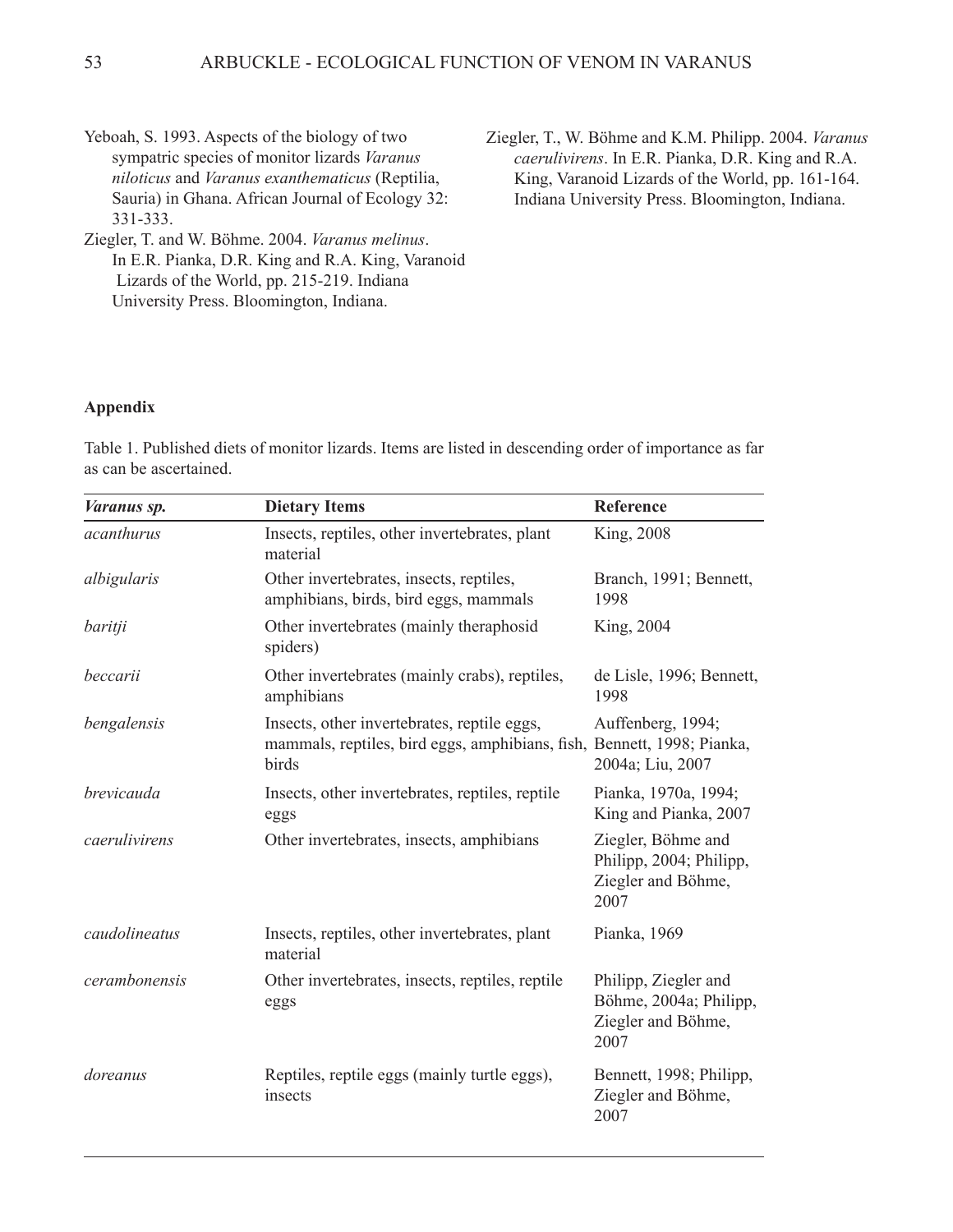Yeboah, S. 1993. Aspects of the biology of two sympatric species of monitor lizards *Varanus niloticus* and *Varanus exanthematicus* (Reptilia, Sauria) in Ghana. African Journal of Ecology 32: 331-333.

Ziegler, T. and W. Böhme. 2004. *Varanus melinus*. In E.R. Pianka, D.R. King and R.A. King, Varanoid Lizards of the World, pp. 215-219. Indiana University Press. Bloomington, Indiana.

Ziegler, T., W. Böhme and K.M. Philipp. 2004. *Varanus caerulivirens*. In E.R. Pianka, D.R. King and R.A. King, Varanoid Lizards of the World, pp. 161-164. Indiana University Press. Bloomington, Indiana.

## Appendix

Table 1. Published diets of monitor lizards. Items are listed in descending order of importance as far as can be ascertained.

| ***Varanus sp.*** | **Dietary Items** | **Reference** |
|---|---|---|
| *acanthurus* | Insects, reptiles, other invertebrates, plant material | King, 2008 |
| *albigularis* | Other invertebrates, insects, reptiles, amphibians, birds, bird eggs, mammals | Branch, 1991; Bennett, 1998 |
| *baritji* | Other invertebrates (mainly theraphosid spiders) | King, 2004 |
| *beccarii* | Other invertebrates (mainly crabs), reptiles, amphibians | de Lisle, 1996; Bennett, 1998 |
| *bengalensis* | Insects, other invertebrates, reptile eggs, mammals, reptiles, bird eggs, amphibians, fish, birds | Auffenberg, 1994; Bennett, 1998; Pianka, 2004a; Liu, 2007 |
| *brevicauda* | Insects, other invertebrates, reptiles, reptile eggs | Pianka, 1970a, 1994; King and Pianka, 2007 |
| *caerulivirens* | Other invertebrates, insects, amphibians | Ziegler, Böhme and Philipp, 2004; Philipp, Ziegler and Böhme, 2007 |
| *caudolineatus* | Insects, reptiles, other invertebrates, plant material | Pianka, 1969 |
| *cerambonensis* | Other invertebrates, insects, reptiles, reptile eggs | Philipp, Ziegler and Böhme, 2004a; Philipp, Ziegler and Böhme, 2007 |
| *doreanus* | Reptiles, reptile eggs (mainly turtle eggs), insects | Bennett, 1998; Philipp, Ziegler and Böhme, 2007 |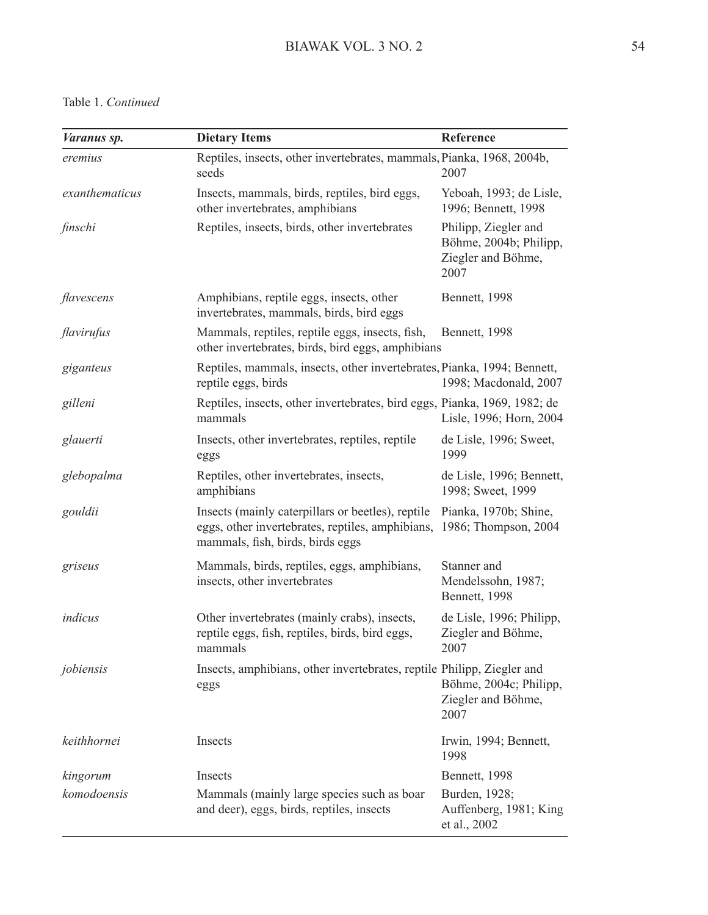Table 1. *Continued*

| ***Varanus sp.*** | **Dietary Items** | **Reference** |
|---|---|---|
| *eremius* | Reptiles, insects, other invertebrates, mammals, seeds | Pianka, 1968, 2004b, 2007 |
| *exanthematicus* | Insects, mammals, birds, reptiles, bird eggs, other invertebrates, amphibians | Yeboah, 1993; de Lisle, 1996; Bennett, 1998 |
| *finschi* | Reptiles, insects, birds, other invertebrates | Philipp, Ziegler and Böhme, 2004b; Philipp, Ziegler and Böhme, 2007 |
| *flavescens* | Amphibians, reptile eggs, insects, other invertebrates, mammals, birds, bird eggs | Bennett, 1998 |
| *flavirufus* | Mammals, reptiles, reptile eggs, insects, fish, other invertebrates, birds, bird eggs, amphibians | Bennett, 1998 |
| *giganteus* | Reptiles, mammals, insects, other invertebrates, reptile eggs, birds | Pianka, 1994; Bennett, 1998; Macdonald, 2007 |
| *gilleni* | Reptiles, insects, other invertebrates, bird eggs, mammals | Pianka, 1969, 1982; de Lisle, 1996; Horn, 2004 |
| *glauerti* | Insects, other invertebrates, reptiles, reptile eggs | de Lisle, 1996; Sweet, 1999 |
| *glebopalma* | Reptiles, other invertebrates, insects, amphibians | de Lisle, 1996; Bennett, 1998; Sweet, 1999 |
| *gouldii* | Insects (mainly caterpillars or beetles), reptile eggs, other invertebrates, reptiles, amphibians, mammals, fish, birds, birds eggs | Pianka, 1970b; Shine, 1986; Thompson, 2004 |
| *griseus* | Mammals, birds, reptiles, eggs, amphibians, insects, other invertebrates | Stanner and Mendelssohn, 1987; Bennett, 1998 |
| *indicus* | Other invertebrates (mainly crabs), insects, reptile eggs, fish, reptiles, birds, bird eggs, mammals | de Lisle, 1996; Philipp, Ziegler and Böhme, 2007 |
| *jobiensis* | Insects, amphibians, other invertebrates, reptile eggs | Philipp, Ziegler and Böhme, 2004c; Philipp, Ziegler and Böhme, 2007 |
| *keithhornei* | Insects | Irwin, 1994; Bennett, 1998 |
| *kingorum* | Insects | Bennett, 1998 |
| *komodoensis* | Mammals (mainly large species such as boar and deer), eggs, birds, reptiles, insects | Burden, 1928; Auffenberg, 1981; King et al., 2002 |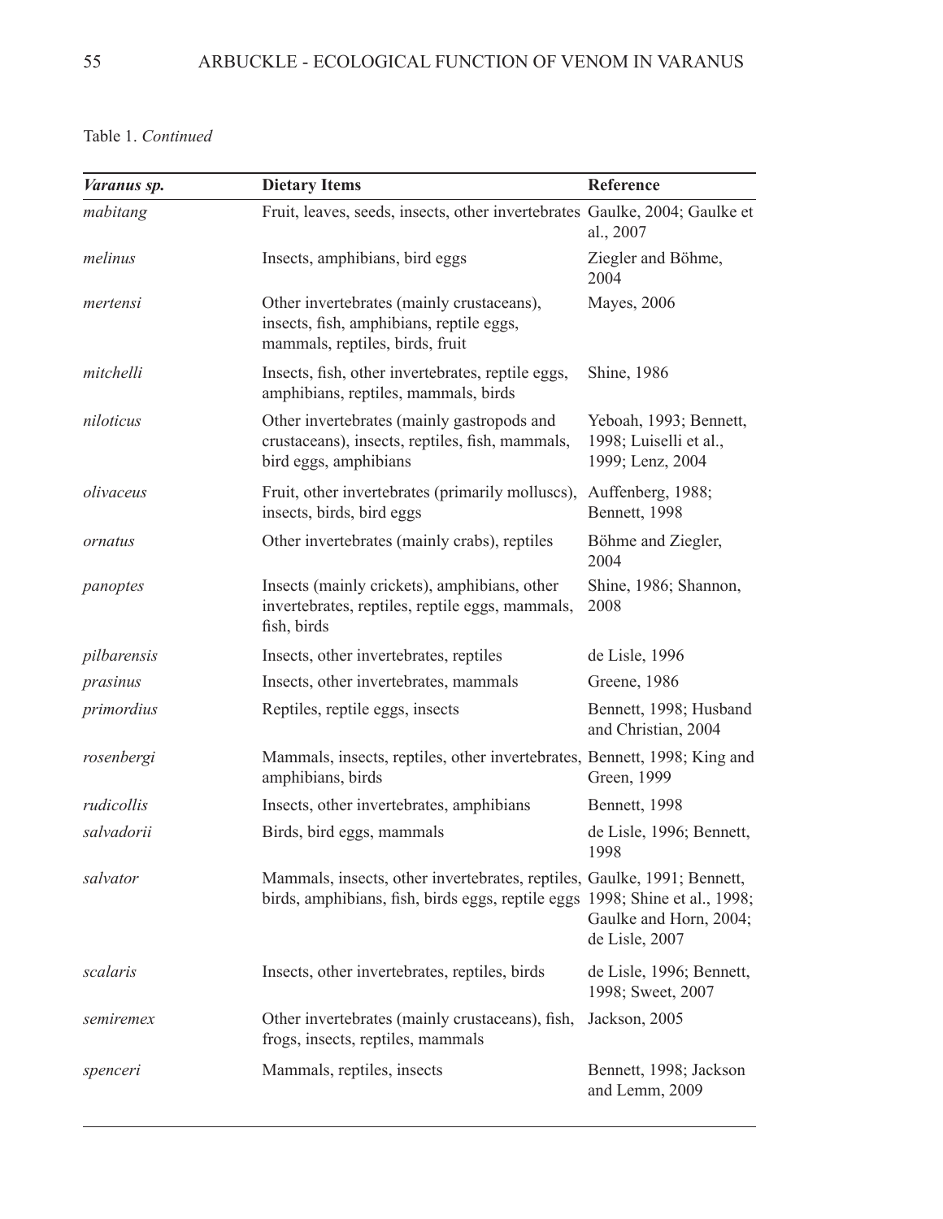Table 1. *Continued*

| *Varanus sp.* | Dietary Items | Reference |
| --- | --- | --- |
| *mabitang* | Fruit, leaves, seeds, insects, other invertebrates | Gaulke, 2004; Gaulke et al., 2007 |
| *melinus* | Insects, amphibians, bird eggs | Ziegler and Böhme, 2004 |
| *mertensi* | Other invertebrates (mainly crustaceans), insects, fish, amphibians, reptile eggs, mammals, reptiles, birds, fruit | Mayes, 2006 |
| *mitchelli* | Insects, fish, other invertebrates, reptile eggs, amphibians, reptiles, mammals, birds | Shine, 1986 |
| *niloticus* | Other invertebrates (mainly gastropods and crustaceans), insects, reptiles, fish, mammals, bird eggs, amphibians | Yeboah, 1993; Bennett, 1998; Luiselli et al., 1999; Lenz, 2004 |
| *olivaceus* | Fruit, other invertebrates (primarily molluscs), insects, birds, bird eggs | Auffenberg, 1988; Bennett, 1998 |
| *ornatus* | Other invertebrates (mainly crabs), reptiles | Böhme and Ziegler, 2004 |
| *panoptes* | Insects (mainly crickets), amphibians, other invertebrates, reptiles, reptile eggs, mammals, fish, birds | Shine, 1986; Shannon, 2008 |
| *pilbarensis* | Insects, other invertebrates, reptiles | de Lisle, 1996 |
| *prasinus* | Insects, other invertebrates, mammals | Greene, 1986 |
| *primordius* | Reptiles, reptile eggs, insects | Bennett, 1998; Husband and Christian, 2004 |
| *rosenbergi* | Mammals, insects, reptiles, other invertebrates, amphibians, birds | Bennett, 1998; King and Green, 1999 |
| *rudicollis* | Insects, other invertebrates, amphibians | Bennett, 1998 |
| *salvadorii* | Birds, bird eggs, mammals | de Lisle, 1996; Bennett, 1998 |
| *salvator* | Mammals, insects, other invertebrates, reptiles, birds, amphibians, fish, birds eggs, reptile eggs | Gaulke, 1991; Bennett, 1998; Shine et al., 1998; Gaulke and Horn, 2004; de Lisle, 2007 |
| *scalaris* | Insects, other invertebrates, reptiles, birds | de Lisle, 1996; Bennett, 1998; Sweet, 2007 |
| *semiremex* | Other invertebrates (mainly crustaceans), fish, frogs, insects, reptiles, mammals | Jackson, 2005 |
| *spenceri* | Mammals, reptiles, insects | Bennett, 1998; Jackson and Lemm, 2009 |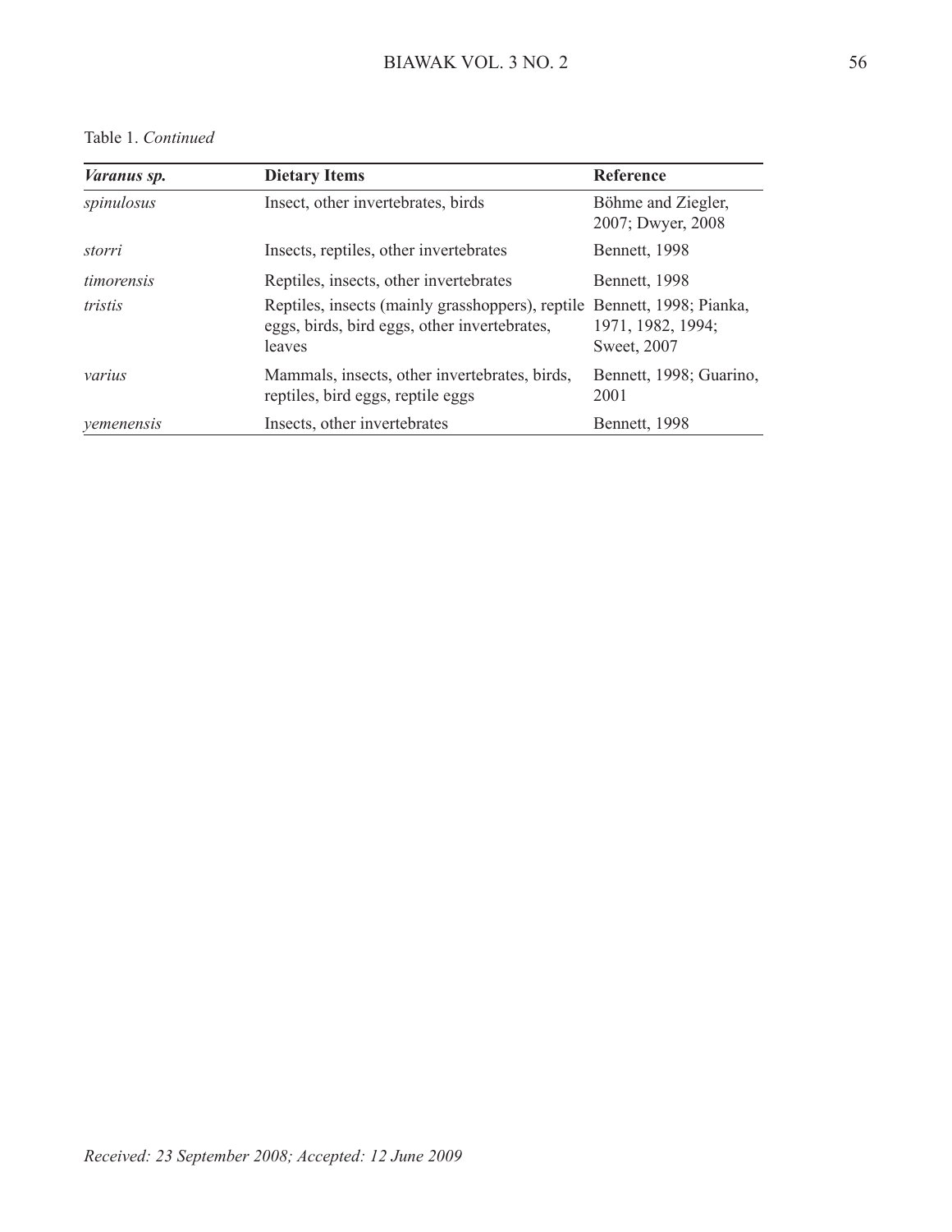Table 1. *Continued*

| ***Varanus sp.*** | **Dietary Items** | **Reference** |
|---|---|---|
| *spinulosus* | Insect, other invertebrates, birds | Böhme and Ziegler, 2007; Dwyer, 2008 |
| *storri* | Insects, reptiles, other invertebrates | Bennett, 1998 |
| *timorensis* | Reptiles, insects, other invertebrates | Bennett, 1998 |
| *tristis* | Reptiles, insects (mainly grasshoppers), reptile eggs, birds, bird eggs, other invertebrates, leaves | Bennett, 1998; Pianka, 1971, 1982, 1994; Sweet, 2007 |
| *varius* | Mammals, insects, other invertebrates, birds, reptiles, bird eggs, reptile eggs | Bennett, 1998; Guarino, 2001 |
| *yemenensis* | Insects, other invertebrates | Bennett, 1998 |

*Received: 23 September 2008; Accepted: 12 June 2009*